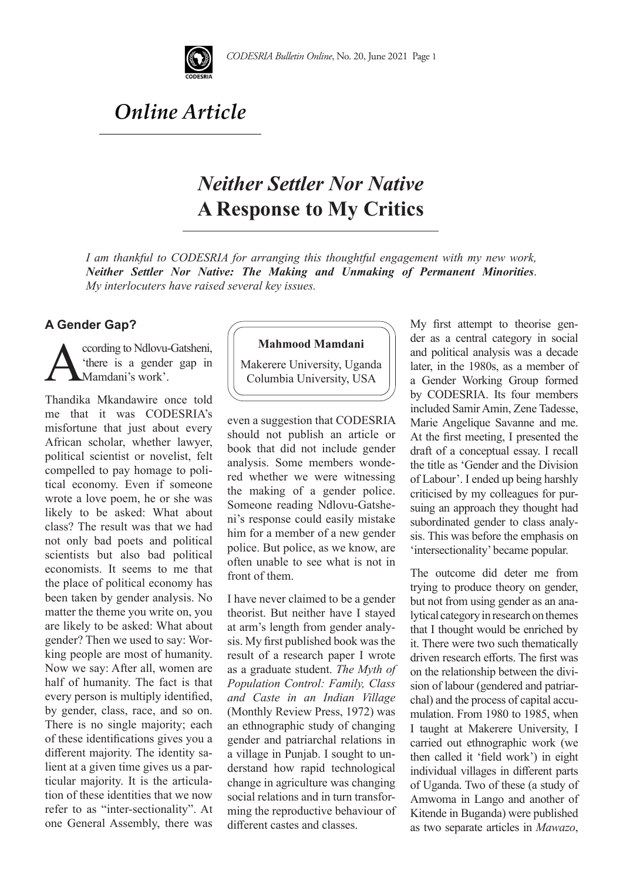# *Online Article*

# *Neither Settler Nor Native*
# **A Response to My Critics**

*I am thankful to CODESRIA for arranging this thoughtful engagement with my new work,* ***Neither Settler Nor Native: The Making and Unmaking of Permanent Minorities****. My interlocuters have raised several key issues.*

**Mahmood Mamdani**

Makerere University, Uganda
Columbia University, USA

## A Gender Gap?

According to Ndlovu-Gatsheni, 'there is a gender gap in Mamdani's work'.

Thandika Mkandawire once told me that it was CODESRIA's misfortune that just about every African scholar, whether lawyer, political scientist or novelist, felt compelled to pay homage to political economy. Even if someone wrote a love poem, he or she was likely to be asked: What about class? The result was that we had not only bad poets and political scientists but also bad political economists. It seems to me that the place of political economy has been taken by gender analysis. No matter the theme you write on, you are likely to be asked: What about gender? Then we used to say: Working people are most of humanity. Now we say: After all, women are half of humanity. The fact is that every person is multiply identified, by gender, class, race, and so on. There is no single majority; each of these identifications gives you a different majority. The identity salient at a given time gives us a particular majority. It is the articulation of these identities that we now refer to as "inter-sectionality". At one General Assembly, there was even a suggestion that CODESRIA should not publish an article or book that did not include gender analysis. Some members wondered whether we were witnessing the making of a gender police. Someone reading Ndlovu-Gatsheni's response could easily mistake him for a member of a new gender police. But police, as we know, are often unable to see what is not in front of them.

I have never claimed to be a gender theorist. But neither have I stayed at arm's length from gender analysis. My first published book was the result of a research paper I wrote as a graduate student. *The Myth of Population Control: Family, Class and Caste in an Indian Village* (Monthly Review Press, 1972) was an ethnographic study of changing gender and patriarchal relations in a village in Punjab. I sought to understand how rapid technological change in agriculture was changing social relations and in turn transforming the reproductive behaviour of different castes and classes.

My first attempt to theorise gender as a central category in social and political analysis was a decade later, in the 1980s, as a member of a Gender Working Group formed by CODESRIA. Its four members included Samir Amin, Zene Tadesse, Marie Angelique Savanne and me. At the first meeting, I presented the draft of a conceptual essay. I recall the title as 'Gender and the Division of Labour'. I ended up being harshly criticised by my colleagues for pursuing an approach they thought had subordinated gender to class analysis. This was before the emphasis on 'intersectionality' became popular.

The outcome did deter me from trying to produce theory on gender, but not from using gender as an analytical category in research on themes that I thought would be enriched by it. There were two such thematically driven research efforts. The first was on the relationship between the division of labour (gendered and patriarchal) and the process of capital accumulation. From 1980 to 1985, when I taught at Makerere University, I carried out ethnographic work (we then called it 'field work') in eight individual villages in different parts of Uganda. Two of these (a study of Amwoma in Lango and another of Kitende in Buganda) were published as two separate articles in *Mawazo*,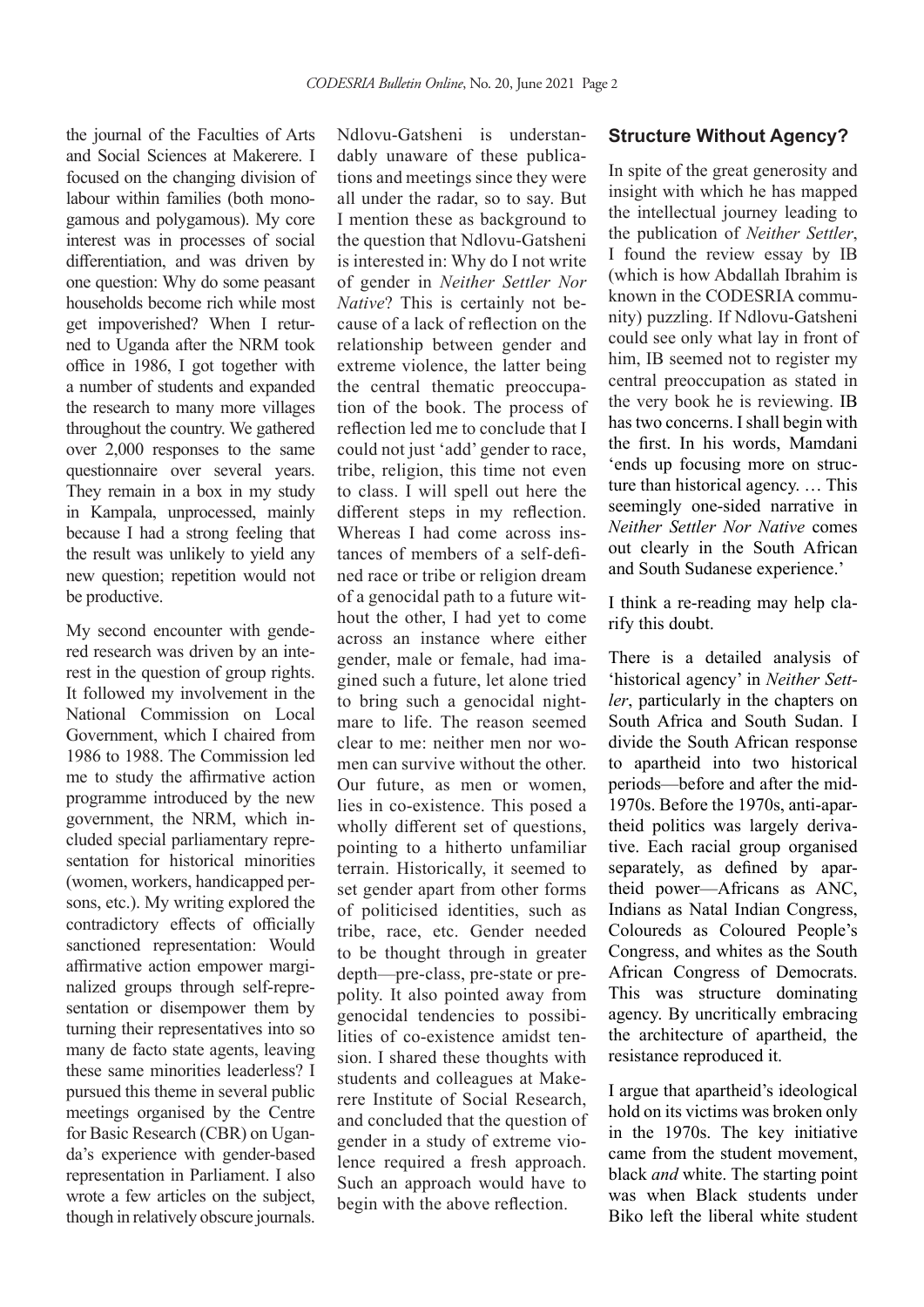the journal of the Faculties of Arts and Social Sciences at Makerere. I focused on the changing division of labour within families (both monogamous and polygamous). My core interest was in processes of social differentiation, and was driven by one question: Why do some peasant households become rich while most get impoverished? When I returned to Uganda after the NRM took office in 1986, I got together with a number of students and expanded the research to many more villages throughout the country. We gathered over 2,000 responses to the same questionnaire over several years. They remain in a box in my study in Kampala, unprocessed, mainly because I had a strong feeling that the result was unlikely to yield any new question; repetition would not be productive.

My second encounter with gendered research was driven by an interest in the question of group rights. It followed my involvement in the National Commission on Local Government, which I chaired from 1986 to 1988. The Commission led me to study the affirmative action programme introduced by the new government, the NRM, which included special parliamentary representation for historical minorities (women, workers, handicapped persons, etc.). My writing explored the contradictory effects of officially sanctioned representation: Would affirmative action empower marginalized groups through self-representation or disempower them by turning their representatives into so many de facto state agents, leaving these same minorities leaderless? I pursued this theme in several public meetings organised by the Centre for Basic Research (CBR) on Uganda's experience with gender-based representation in Parliament. I also wrote a few articles on the subject, though in relatively obscure journals.

Ndlovu-Gatsheni is understandably unaware of these publications and meetings since they were all under the radar, so to say. But I mention these as background to the question that Ndlovu-Gatsheni is interested in: Why do I not write of gender in *Neither Settler Nor Native*? This is certainly not because of a lack of reflection on the relationship between gender and extreme violence, the latter being the central thematic preoccupation of the book. The process of reflection led me to conclude that I could not just 'add' gender to race, tribe, religion, this time not even to class. I will spell out here the different steps in my reflection. Whereas I had come across instances of members of a self-defined race or tribe or religion dream of a genocidal path to a future without the other, I had yet to come across an instance where either gender, male or female, had imagined such a future, let alone tried to bring such a genocidal nightmare to life. The reason seemed clear to me: neither men nor women can survive without the other. Our future, as men or women, lies in co-existence. This posed a wholly different set of questions, pointing to a hitherto unfamiliar terrain. Historically, it seemed to set gender apart from other forms of politicised identities, such as tribe, race, etc. Gender needed to be thought through in greater depth—pre-class, pre-state or pre-polity. It also pointed away from genocidal tendencies to possibilities of co-existence amidst tension. I shared these thoughts with students and colleagues at Makerere Institute of Social Research, and concluded that the question of gender in a study of extreme violence required a fresh approach. Such an approach would have to begin with the above reflection.

## Structure Without Agency?

In spite of the great generosity and insight with which he has mapped the intellectual journey leading to the publication of *Neither Settler*, I found the review essay by IB (which is how Abdallah Ibrahim is known in the CODESRIA community) puzzling. If Ndlovu-Gatsheni could see only what lay in front of him, IB seemed not to register my central preoccupation as stated in the very book he is reviewing. IB has two concerns. I shall begin with the first. In his words, Mamdani 'ends up focusing more on structure than historical agency. … This seemingly one-sided narrative in *Neither Settler Nor Native* comes out clearly in the South African and South Sudanese experience.'

I think a re-reading may help clarify this doubt.

There is a detailed analysis of 'historical agency' in *Neither Settler*, particularly in the chapters on South Africa and South Sudan. I divide the South African response to apartheid into two historical periods—before and after the mid-1970s. Before the 1970s, anti-apartheid politics was largely derivative. Each racial group organised separately, as defined by apartheid power—Africans as ANC, Indians as Natal Indian Congress, Coloureds as Coloured People's Congress, and whites as the South African Congress of Democrats. This was structure dominating agency. By uncritically embracing the architecture of apartheid, the resistance reproduced it.

I argue that apartheid's ideological hold on its victims was broken only in the 1970s. The key initiative came from the student movement, black *and* white. The starting point was when Black students under Biko left the liberal white student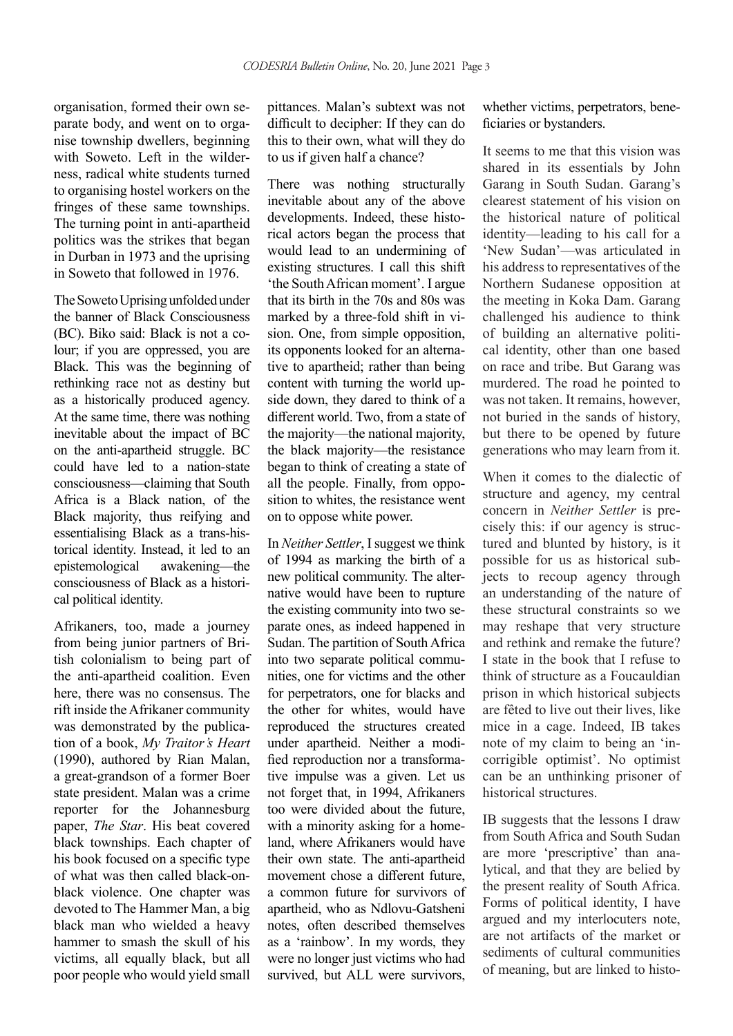organisation, formed their own separate body, and went on to organise township dwellers, beginning with Soweto. Left in the wilderness, radical white students turned to organising hostel workers on the fringes of these same townships. The turning point in anti-apartheid politics was the strikes that began in Durban in 1973 and the uprising in Soweto that followed in 1976.

The Soweto Uprising unfolded under the banner of Black Consciousness (BC). Biko said: Black is not a colour; if you are oppressed, you are Black. This was the beginning of rethinking race not as destiny but as a historically produced agency. At the same time, there was nothing inevitable about the impact of BC on the anti-apartheid struggle. BC could have led to a nation-state consciousness—claiming that South Africa is a Black nation, of the Black majority, thus reifying and essentialising Black as a trans-historical identity. Instead, it led to an epistemological awakening—the consciousness of Black as a historical political identity.

Afrikaners, too, made a journey from being junior partners of British colonialism to being part of the anti-apartheid coalition. Even here, there was no consensus. The rift inside the Afrikaner community was demonstrated by the publication of a book, *My Traitor's Heart* (1990), authored by Rian Malan, a great-grandson of a former Boer state president. Malan was a crime reporter for the Johannesburg paper, *The Star*. His beat covered black townships. Each chapter of his book focused on a specific type of what was then called black-on-black violence. One chapter was devoted to The Hammer Man, a big black man who wielded a heavy hammer to smash the skull of his victims, all equally black, but all poor people who would yield small pittances. Malan's subtext was not difficult to decipher: If they can do this to their own, what will they do to us if given half a chance?

There was nothing structurally inevitable about any of the above developments. Indeed, these historical actors began the process that would lead to an undermining of existing structures. I call this shift 'the South African moment'. I argue that its birth in the 70s and 80s was marked by a three-fold shift in vision. One, from simple opposition, its opponents looked for an alternative to apartheid; rather than being content with turning the world upside down, they dared to think of a different world. Two, from a state of the majority—the national majority, the black majority—the resistance began to think of creating a state of all the people. Finally, from opposition to whites, the resistance went on to oppose white power.

In *Neither Settler*, I suggest we think of 1994 as marking the birth of a new political community. The alternative would have been to rupture the existing community into two separate ones, as indeed happened in Sudan. The partition of South Africa into two separate political communities, one for victims and the other for perpetrators, one for blacks and the other for whites, would have reproduced the structures created under apartheid. Neither a modified reproduction nor a transformative impulse was a given. Let us not forget that, in 1994, Afrikaners too were divided about the future, with a minority asking for a homeland, where Afrikaners would have their own state. The anti-apartheid movement chose a different future, a common future for survivors of apartheid, who as Ndlovu-Gatsheni notes, often described themselves as a 'rainbow'. In my words, they were no longer just victims who had survived, but ALL were survivors, whether victims, perpetrators, beneficiaries or bystanders.

It seems to me that this vision was shared in its essentials by John Garang in South Sudan. Garang's clearest statement of his vision on the historical nature of political identity—leading to his call for a 'New Sudan'—was articulated in his address to representatives of the Northern Sudanese opposition at the meeting in Koka Dam. Garang challenged his audience to think of building an alternative political identity, other than one based on race and tribe. But Garang was murdered. The road he pointed to was not taken. It remains, however, not buried in the sands of history, but there to be opened by future generations who may learn from it.

When it comes to the dialectic of structure and agency, my central concern in *Neither Settler* is precisely this: if our agency is structured and blunted by history, is it possible for us as historical subjects to recoup agency through an understanding of the nature of these structural constraints so we may reshape that very structure and rethink and remake the future? I state in the book that I refuse to think of structure as a Foucauldian prison in which historical subjects are fêted to live out their lives, like mice in a cage. Indeed, IB takes note of my claim to being an 'incorrigible optimist'. No optimist can be an unthinking prisoner of historical structures.

IB suggests that the lessons I draw from South Africa and South Sudan are more 'prescriptive' than analytical, and that they are belied by the present reality of South Africa. Forms of political identity, I have argued and my interlocuters note, are not artifacts of the market or sediments of cultural communities of meaning, but are linked to histo-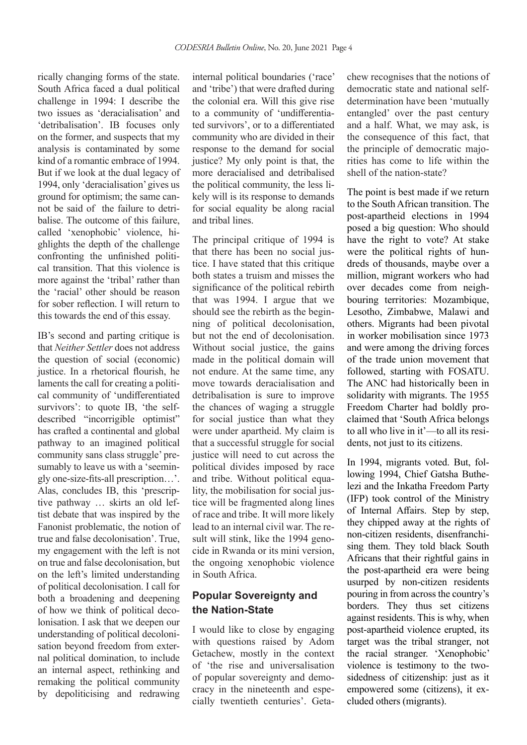rically changing forms of the state. South Africa faced a dual political challenge in 1994: I describe the two issues as 'deracialisation' and 'detribalisation'. IB focuses only on the former, and suspects that my analysis is contaminated by some kind of a romantic embrace of 1994. But if we look at the dual legacy of 1994, only 'deracialisation' gives us ground for optimism; the same cannot be said of the failure to detribalise. The outcome of this failure, called 'xenophobic' violence, highlights the depth of the challenge confronting the unfinished political transition. That this violence is more against the 'tribal' rather than the 'racial' other should be reason for sober reflection. I will return to this towards the end of this essay.

IB's second and parting critique is that *Neither Settler* does not address the question of social (economic) justice. In a rhetorical flourish, he laments the call for creating a political community of 'undifferentiated survivors': to quote IB, 'the self-described "incorrigible optimist" has crafted a continental and global pathway to an imagined political community sans class struggle' presumably to leave us with a 'seemingly one-size-fits-all prescription…'. Alas, concludes IB, this 'prescriptive pathway … skirts an old leftist debate that was inspired by the Fanonist problematic, the notion of true and false decolonisation'. True, my engagement with the left is not on true and false decolonisation, but on the left's limited understanding of political decolonisation. I call for both a broadening and deepening of how we think of political decolonisation. I ask that we deepen our understanding of political decolonisation beyond freedom from external political domination, to include an internal aspect, rethinking and remaking the political community by depoliticising and redrawing internal political boundaries ('race' and 'tribe') that were drafted during the colonial era. Will this give rise to a community of 'undifferentiated survivors', or to a differentiated community who are divided in their response to the demand for social justice? My only point is that, the more deracialised and detribalised the political community, the less likely will is its response to demands for social equality be along racial and tribal lines.

The principal critique of 1994 is that there has been no social justice. I have stated that this critique both states a truism and misses the significance of the political rebirth that was 1994. I argue that we should see the rebirth as the beginning of political decolonisation, but not the end of decolonisation. Without social justice, the gains made in the political domain will not endure. At the same time, any move towards deracialisation and detribalisation is sure to improve the chances of waging a struggle for social justice than what they were under apartheid. My claim is that a successful struggle for social justice will need to cut across the political divides imposed by race and tribe. Without political equality, the mobilisation for social justice will be fragmented along lines of race and tribe. It will more likely lead to an internal civil war. The result will stink, like the 1994 genocide in Rwanda or its mini version, the ongoing xenophobic violence in South Africa.

## Popular Sovereignty and the Nation-State

I would like to close by engaging with questions raised by Adom Getachew, mostly in the context of 'the rise and universalisation of popular sovereignty and democracy in the nineteenth and especially twentieth centuries'. Getachew recognises that the notions of democratic state and national self-determination have been 'mutually entangled' over the past century and a half. What, we may ask, is the consequence of this fact, that the principle of democratic majorities has come to life within the shell of the nation-state?

The point is best made if we return to the South African transition. The post-apartheid elections in 1994 posed a big question: Who should have the right to vote? At stake were the political rights of hundreds of thousands, maybe over a million, migrant workers who had over decades come from neighbouring territories: Mozambique, Lesotho, Zimbabwe, Malawi and others. Migrants had been pivotal in worker mobilisation since 1973 and were among the driving forces of the trade union movement that followed, starting with FOSATU. The ANC had historically been in solidarity with migrants. The 1955 Freedom Charter had boldly proclaimed that 'South Africa belongs to all who live in it'—to all its residents, not just to its citizens.

In 1994, migrants voted. But, following 1994, Chief Gatsha Buthelezi and the Inkatha Freedom Party (IFP) took control of the Ministry of Internal Affairs. Step by step, they chipped away at the rights of non-citizen residents, disenfranchising them. They told black South Africans that their rightful gains in the post-apartheid era were being usurped by non-citizen residents pouring in from across the country's borders. They thus set citizens against residents. This is why, when post-apartheid violence erupted, its target was the tribal stranger, not the racial stranger. 'Xenophobic' violence is testimony to the two-sidedness of citizenship: just as it empowered some (citizens), it excluded others (migrants).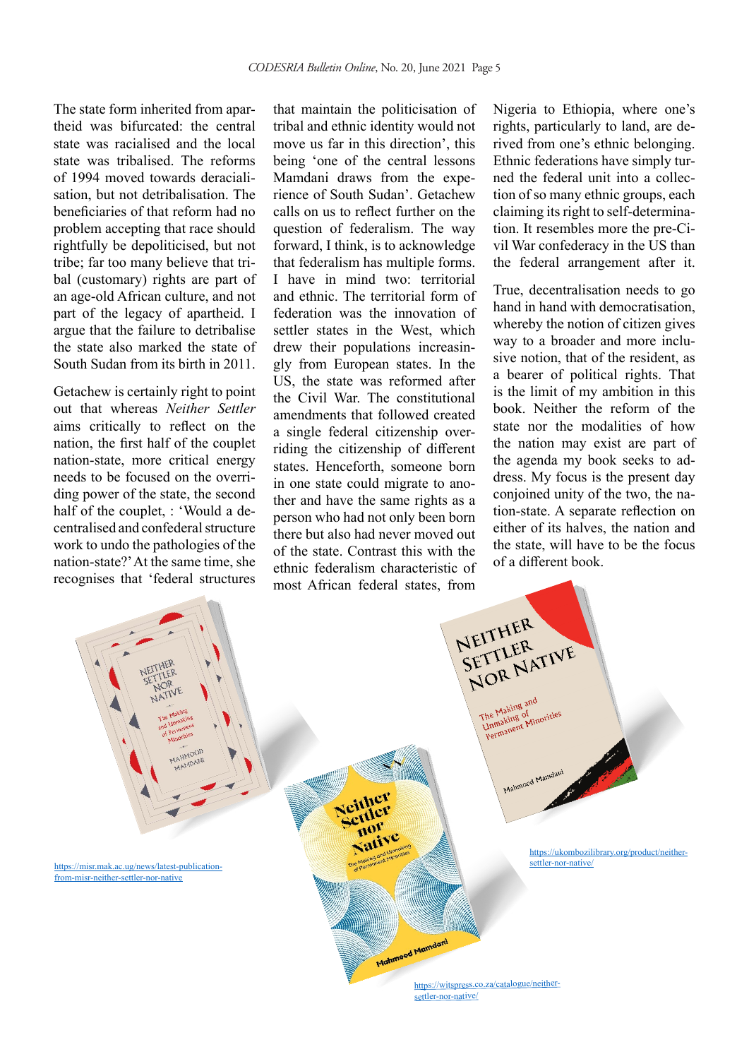The state form inherited from apartheid was bifurcated: the central state was racialised and the local state was tribalised. The reforms of 1994 moved towards deracialisation, but not detribalisation. The beneficiaries of that reform had no problem accepting that race should rightfully be depoliticised, but not tribe; far too many believe that tribal (customary) rights are part of an age-old African culture, and not part of the legacy of apartheid. I argue that the failure to detribalise the state also marked the state of South Sudan from its birth in 2011.

Getachew is certainly right to point out that whereas *Neither Settler* aims critically to reflect on the nation, the first half of the couplet nation-state, more critical energy needs to be focused on the overriding power of the state, the second half of the couplet, : 'Would a decentralised and confederal structure work to undo the pathologies of the nation-state?' At the same time, she recognises that 'federal structures that maintain the politicisation of tribal and ethnic identity would not move us far in this direction', this being 'one of the central lessons Mamdani draws from the experience of South Sudan'. Getachew calls on us to reflect further on the question of federalism. The way forward, I think, is to acknowledge that federalism has multiple forms. I have in mind two: territorial and ethnic. The territorial form of federation was the innovation of settler states in the West, which drew their populations increasingly from European states. In the US, the state was reformed after the Civil War. The constitutional amendments that followed created a single federal citizenship overriding the citizenship of different states. Henceforth, someone born in one state could migrate to another and have the same rights as a person who had not only been born there but also had never moved out of the state. Contrast this with the ethnic federalism characteristic of most African federal states, from Nigeria to Ethiopia, where one's rights, particularly to land, are derived from one's ethnic belonging. Ethnic federations have simply turned the federal unit into a collection of so many ethnic groups, each claiming its right to self-determination. It resembles more the pre-Civil War confederacy in the US than the federal arrangement after it.

True, decentralisation needs to go hand in hand with democratisation, whereby the notion of citizen gives way to a broader and more inclusive notion, that of the resident, as a bearer of political rights. That is the limit of my ambition in this book. Neither the reform of the state nor the modalities of how the nation may exist are part of the agenda my book seeks to address. My focus is the present day conjoined unity of the two, the nation-state. A separate reflection on either of its halves, the nation and the state, will have to be the focus of a different book.

https://misr.mak.ac.ug/news/latest-publication-from-misr-neither-settler-nor-native

https://witspress.co.za/catalogue/neither-settler-nor-native/

https://ukombozilibrary.org/product/neither-settler-nor-native/